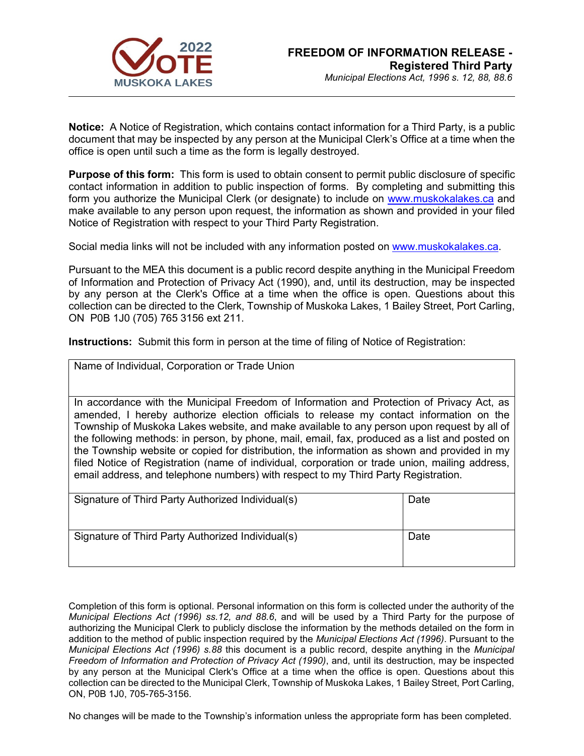2022 VOTE MUSKOKA LAKES

# FREEDOM OF INFORMATION RELEASE - Registered Third Party

*Municipal Elections Act, 1996 s. 12, 88, 88.6*

---

**Notice:** A Notice of Registration, which contains contact information for a Third Party, is a public document that may be inspected by any person at the Municipal Clerk's Office at a time when the office is open until such a time as the form is legally destroyed.

**Purpose of this form:** This form is used to obtain consent to permit public disclosure of specific contact information in addition to public inspection of forms. By completing and submitting this form you authorize the Municipal Clerk (or designate) to include on www.muskokalakes.ca and make available to any person upon request, the information as shown and provided in your filed Notice of Registration with respect to your Third Party Registration.

Social media links will not be included with any information posted on www.muskokalakes.ca.

Pursuant to the MEA this document is a public record despite anything in the Municipal Freedom of Information and Protection of Privacy Act (1990), and, until its destruction, may be inspected by any person at the Clerk's Office at a time when the office is open. Questions about this collection can be directed to the Clerk, Township of Muskoka Lakes, 1 Bailey Street, Port Carling, ON P0B 1J0 (705) 765 3156 ext 211.

**Instructions:** Submit this form in person at the time of filing of Notice of Registration:

| Name of Individual, Corporation or Trade Union | |
|---|---|
| In accordance with the Municipal Freedom of Information and Protection of Privacy Act, as amended, I hereby authorize election officials to release my contact information on the Township of Muskoka Lakes website, and make available to any person upon request by all of the following methods: in person, by phone, mail, email, fax, produced as a list and posted on the Township website or copied for distribution, the information as shown and provided in my filed Notice of Registration (name of individual, corporation or trade union, mailing address, email address, and telephone numbers) with respect to my Third Party Registration. | |
| Signature of Third Party Authorized Individual(s) | Date |
| Signature of Third Party Authorized Individual(s) | Date |

Completion of this form is optional. Personal information on this form is collected under the authority of the *Municipal Elections Act (1996) ss.12, and 88.6*, and will be used by a Third Party for the purpose of authorizing the Municipal Clerk to publicly disclose the information by the methods detailed on the form in addition to the method of public inspection required by the *Municipal Elections Act (1996)*. Pursuant to the *Municipal Elections Act (1996) s.88* this document is a public record, despite anything in the *Municipal Freedom of Information and Protection of Privacy Act (1990)*, and, until its destruction, may be inspected by any person at the Municipal Clerk's Office at a time when the office is open. Questions about this collection can be directed to the Municipal Clerk, Township of Muskoka Lakes, 1 Bailey Street, Port Carling, ON, P0B 1J0, 705-765-3156.

No changes will be made to the Township's information unless the appropriate form has been completed.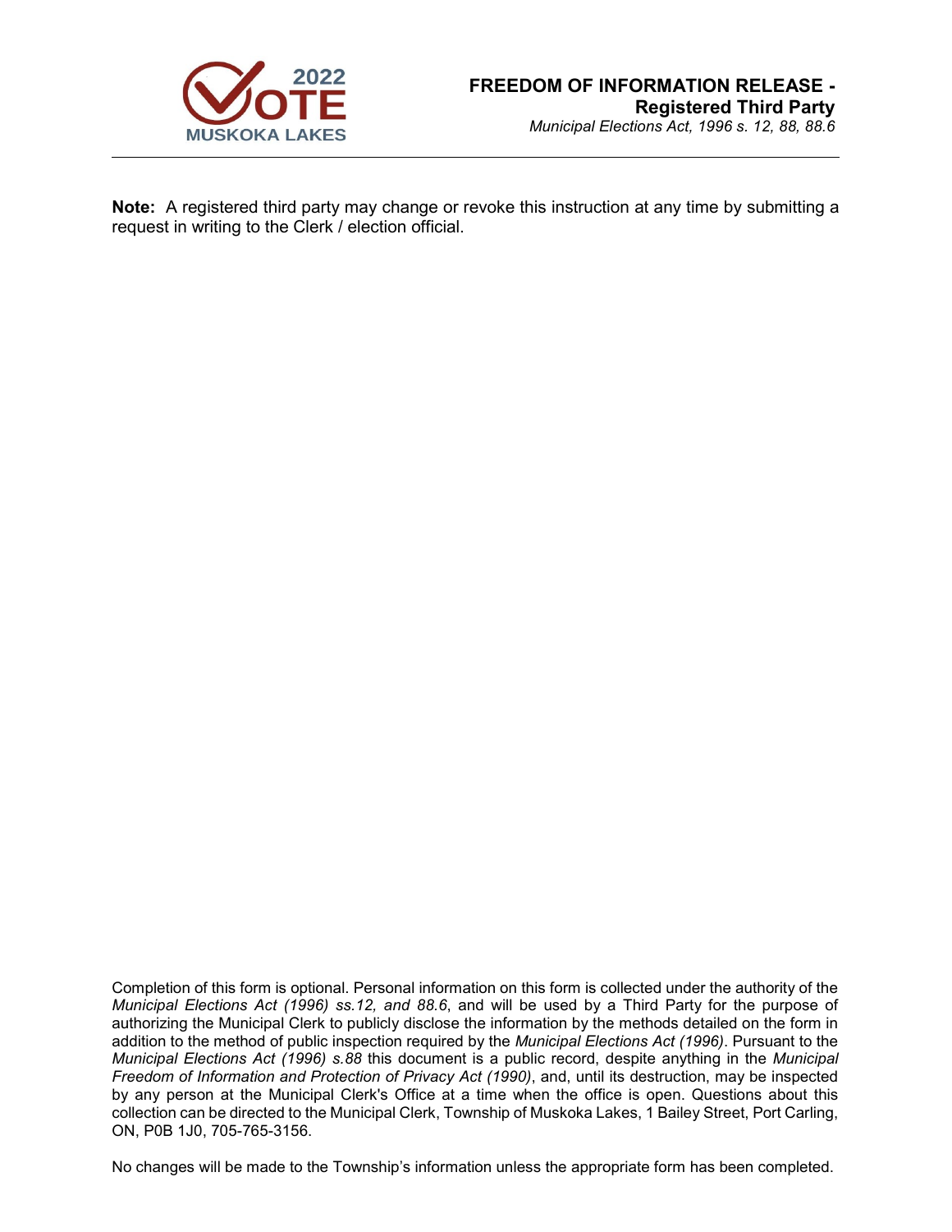**Note:** A registered third party may change or revoke this instruction at any time by submitting a request in writing to the Clerk / election official.

Completion of this form is optional. Personal information on this form is collected under the authority of the *Municipal Elections Act (1996) ss.12, and 88.6*, and will be used by a Third Party for the purpose of authorizing the Municipal Clerk to publicly disclose the information by the methods detailed on the form in addition to the method of public inspection required by the *Municipal Elections Act (1996)*. Pursuant to the *Municipal Elections Act (1996) s.88* this document is a public record, despite anything in the *Municipal Freedom of Information and Protection of Privacy Act (1990)*, and, until its destruction, may be inspected by any person at the Municipal Clerk's Office at a time when the office is open. Questions about this collection can be directed to the Municipal Clerk, Township of Muskoka Lakes, 1 Bailey Street, Port Carling, ON, P0B 1J0, 705-765-3156.

No changes will be made to the Township's information unless the appropriate form has been completed.